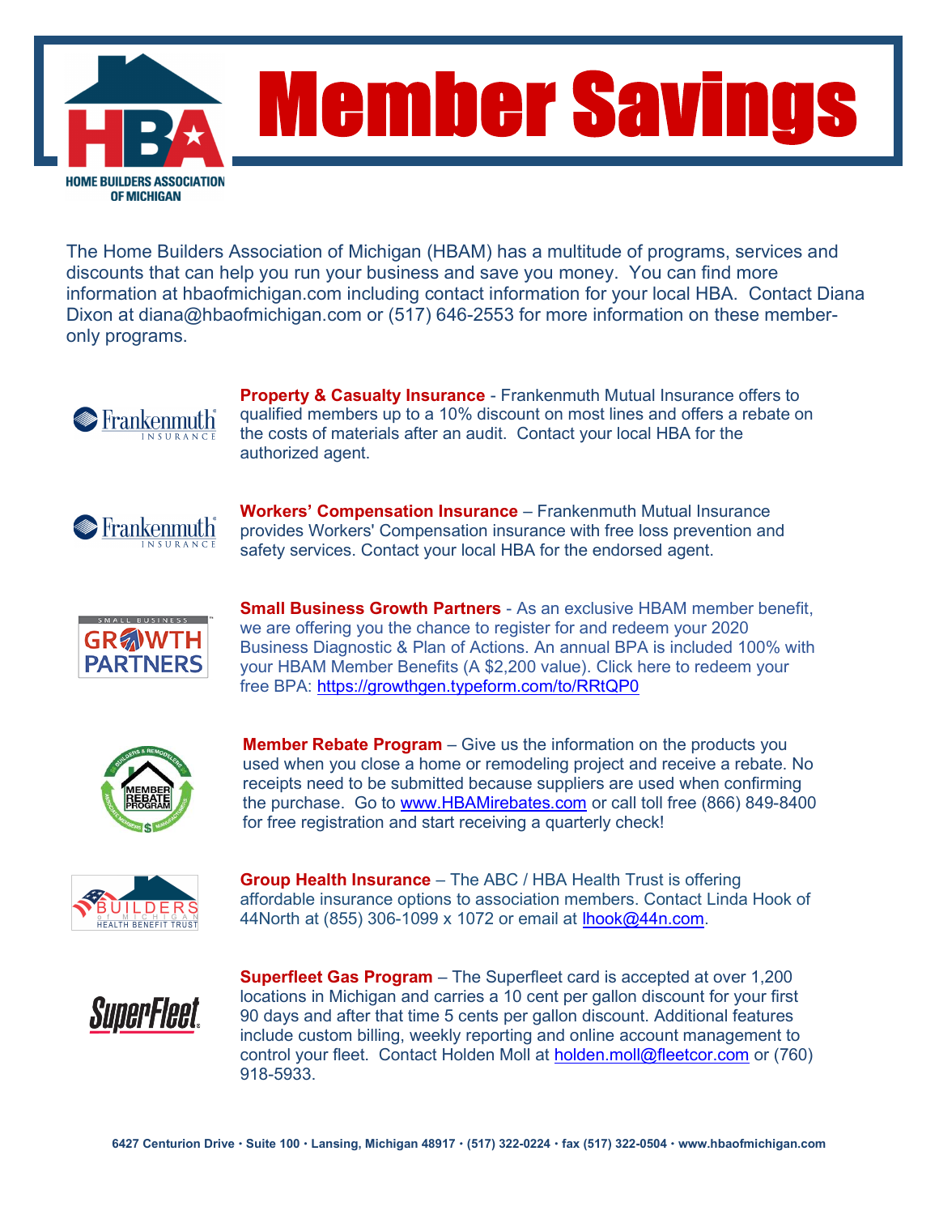# Member Savings

HOME BUILDERS ASSOCIATION OF MICHIGAN

The Home Builders Association of Michigan (HBAM) has a multitude of programs, services and discounts that can help you run your business and save you money. You can find more information at hbaofmichigan.com including contact information for your local HBA. Contact Diana Dixon at diana@hbaofmichigan.com or (517) 646-2553 for more information on these member-only programs.

**Property & Casualty Insurance** - Frankenmuth Mutual Insurance offers to qualified members up to a 10% discount on most lines and offers a rebate on the costs of materials after an audit. Contact your local HBA for the authorized agent.

**Workers' Compensation Insurance** – Frankenmuth Mutual Insurance provides Workers' Compensation insurance with free loss prevention and safety services. Contact your local HBA for the endorsed agent.

**Small Business Growth Partners** - As an exclusive HBAM member benefit, we are offering you the chance to register for and redeem your 2020 Business Diagnostic & Plan of Actions. An annual BPA is included 100% with your HBAM Member Benefits (A $2,200 value). Click here to redeem your free BPA: https://growthgen.typeform.com/to/RRtQP0

**Member Rebate Program** – Give us the information on the products you used when you close a home or remodeling project and receive a rebate. No receipts need to be submitted because suppliers are used when confirming the purchase. Go to www.HBAMirebates.com or call toll free (866) 849-8400 for free registration and start receiving a quarterly check!

**Group Health Insurance** – The ABC / HBA Health Trust is offering affordable insurance options to association members. Contact Linda Hook of 44North at (855) 306-1099 x 1072 or email at lhook@44n.com.

**Superfleet Gas Program** – The Superfleet card is accepted at over 1,200 locations in Michigan and carries a 10 cent per gallon discount for your first 90 days and after that time 5 cents per gallon discount. Additional features include custom billing, weekly reporting and online account management to control your fleet. Contact Holden Moll at holden.moll@fleetcor.com or (760) 918-5933.

6427 Centurion Drive · Suite 100 · Lansing, Michigan 48917 · (517) 322-0224 · fax (517) 322-0504 · www.hbaofmichigan.com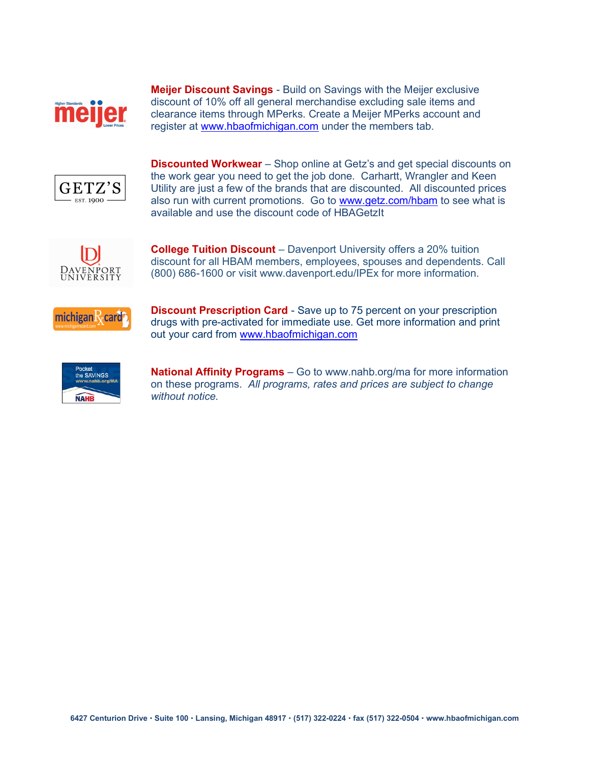**Meijer Discount Savings** - Build on Savings with the Meijer exclusive discount of 10% off all general merchandise excluding sale items and clearance items through MPerks. Create a Meijer MPerks account and register at www.hbaofmichigan.com under the members tab.

**Discounted Workwear** – Shop online at Getz's and get special discounts on the work gear you need to get the job done. Carhartt, Wrangler and Keen Utility are just a few of the brands that are discounted. All discounted prices also run with current promotions. Go to www.getz.com/hbam to see what is available and use the discount code of HBAGetzIt

**College Tuition Discount** – Davenport University offers a 20% tuition discount for all HBAM members, employees, spouses and dependents. Call (800) 686-1600 or visit www.davenport.edu/IPEx for more information.

**Discount Prescription Card** - Save up to 75 percent on your prescription drugs with pre-activated for immediate use. Get more information and print out your card from www.hbaofmichigan.com

**National Affinity Programs** – Go to www.nahb.org/ma for more information on these programs. *All programs, rates and prices are subject to change without notice.*

6427 Centurion Drive • Suite 100 • Lansing, Michigan 48917 • (517) 322-0224 • fax (517) 322-0504 • www.hbaofmichigan.com